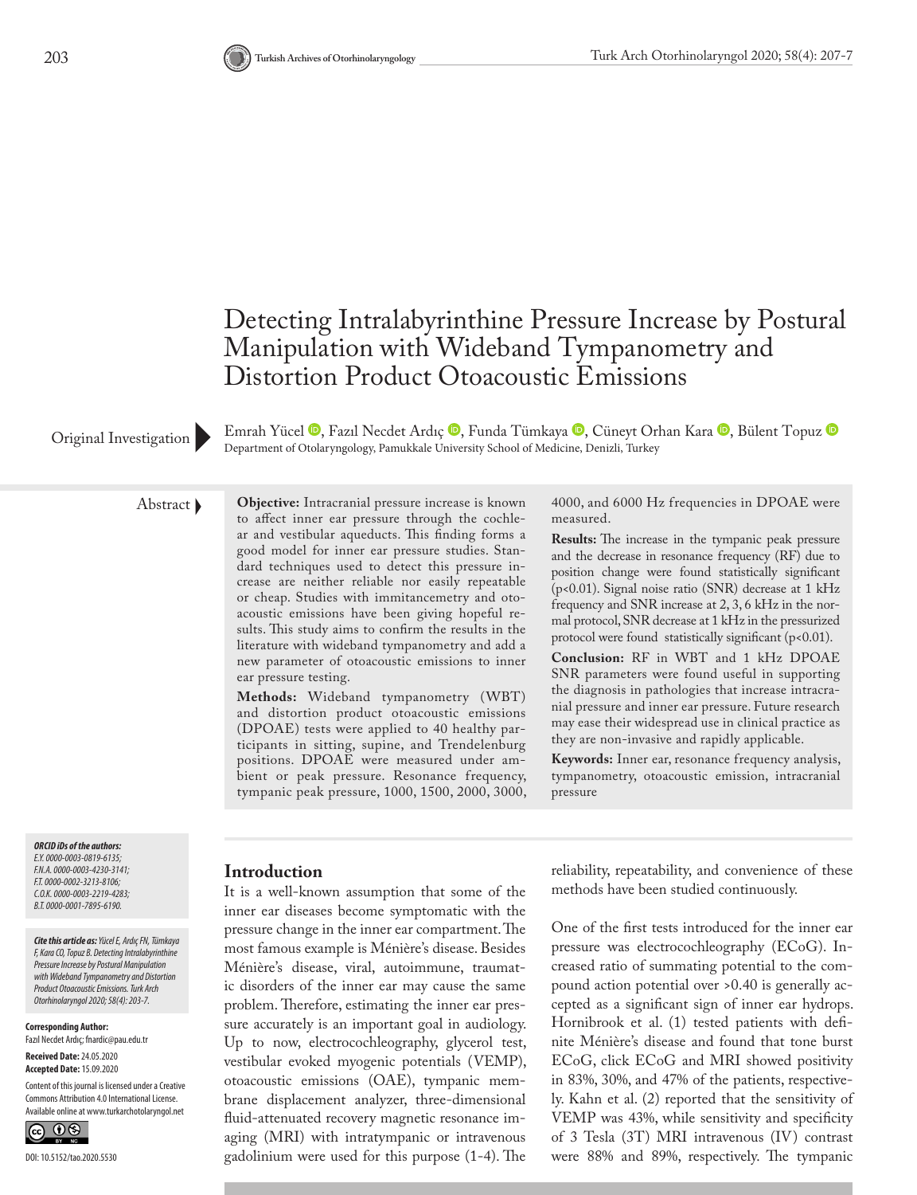# Detecting Intralabyrinthine Pressure Increase by Postural Manipulation with Wideband Tympanometry and Distortion Product Otoacoustic Emissions

Original Investigation

Emrah Yücel, Fazıl Necdet Ardıç, Funda Tümkaya, Cüneyt Orhan Kara, Bülent Topuz

Department of Otolaryngology, Pamukkale University School of Medicine, Denizli, Turkey

## Abstract

**Objective:** Intracranial pressure increase is known to affect inner ear pressure through the cochlear and vestibular aqueducts. This finding forms a good model for inner ear pressure studies. Standard techniques used to detect this pressure increase are neither reliable nor easily repeatable or cheap. Studies with immitancemetry and otoacoustic emissions have been giving hopeful results. This study aims to confirm the results in the literature with wideband tympanometry and add a new parameter of otoacoustic emissions to inner ear pressure testing.

**Methods:** Wideband tympanometry (WBT) and distortion product otoacoustic emissions (DPOAE) tests were applied to 40 healthy participants in sitting, supine, and Trendelenburg positions. DPOAE were measured under ambient or peak pressure. Resonance frequency, tympanic peak pressure, 1000, 1500, 2000, 3000, 4000, and 6000 Hz frequencies in DPOAE were measured.

**Results:** The increase in the tympanic peak pressure and the decrease in resonance frequency (RF) due to position change were found statistically significant ($p<0.01$). Signal noise ratio (SNR) decrease at 1 kHz frequency and SNR increase at 2, 3, 6 kHz in the normal protocol, SNR decrease at 1 kHz in the pressurized protocol were found statistically significant ($p<0.01$).

**Conclusion:** RF in WBT and 1 kHz DPOAE SNR parameters were found useful in supporting the diagnosis in pathologies that increase intracranial pressure and inner ear pressure. Future research may ease their widespread use in clinical practice as they are non-invasive and rapidly applicable.

**Keywords:** Inner ear, resonance frequency analysis, tympanometry, otoacoustic emission, intracranial pressure

*ORCID iDs of the authors:*
*E.Y. 0000-0003-0819-6135;*
*F.N.A. 0000-0003-4230-3141;*
*F.T. 0000-0002-3213-8106;*
*C.O.K. 0000-0003-2219-4283;*
*B.T. 0000-0001-7895-6190.*

***Cite this article as:** Yücel E, Ardıç FN, Tümkaya F, Kara CO, Topuz B. Detecting Intralabyrinthine Pressure Increase by Postural Manipulation with Wideband Tympanometry and Distortion Product Otoacoustic Emissions. Turk Arch Otorhinolaryngol 2020; 58(4): 203-7.*

**Corresponding Author:** Fazıl Necdet Ardıç; fnardic@pau.edu.tr

**Received Date:** 24.05.2020
**Accepted Date:** 15.09.2020

Content of this journal is licensed under a Creative Commons Attribution 4.0 International License. Available online at www.turkarchotolaryngol.net

DOI: 10.5152/tao.2020.5530

## Introduction

It is a well-known assumption that some of the inner ear diseases become symptomatic with the pressure change in the inner ear compartment. The most famous example is Ménière's disease. Besides Ménière's disease, viral, autoimmune, traumatic disorders of the inner ear may cause the same problem. Therefore, estimating the inner ear pressure accurately is an important goal in audiology. Up to now, electrocochleography, glycerol test, vestibular evoked myogenic potentials (VEMP), otoacoustic emissions (OAE), tympanic membrane displacement analyzer, three-dimensional fluid-attenuated recovery magnetic resonance imaging (MRI) with intratympanic or intravenous gadolinium were used for this purpose (1-4). The reliability, repeatability, and convenience of these methods have been studied continuously.

One of the first tests introduced for the inner ear pressure was electrocochleography (ECoG). Increased ratio of summating potential to the compound action potential over >0.40 is generally accepted as a significant sign of inner ear hydrops. Hornibrook et al. (1) tested patients with definite Ménière's disease and found that tone burst ECoG, click ECoG and MRI showed positivity in 83%, 30%, and 47% of the patients, respectively. Kahn et al. (2) reported that the sensitivity of VEMP was 43%, while sensitivity and specificity of 3 Tesla (3T) MRI intravenous (IV) contrast were 88% and 89%, respectively. The tympanic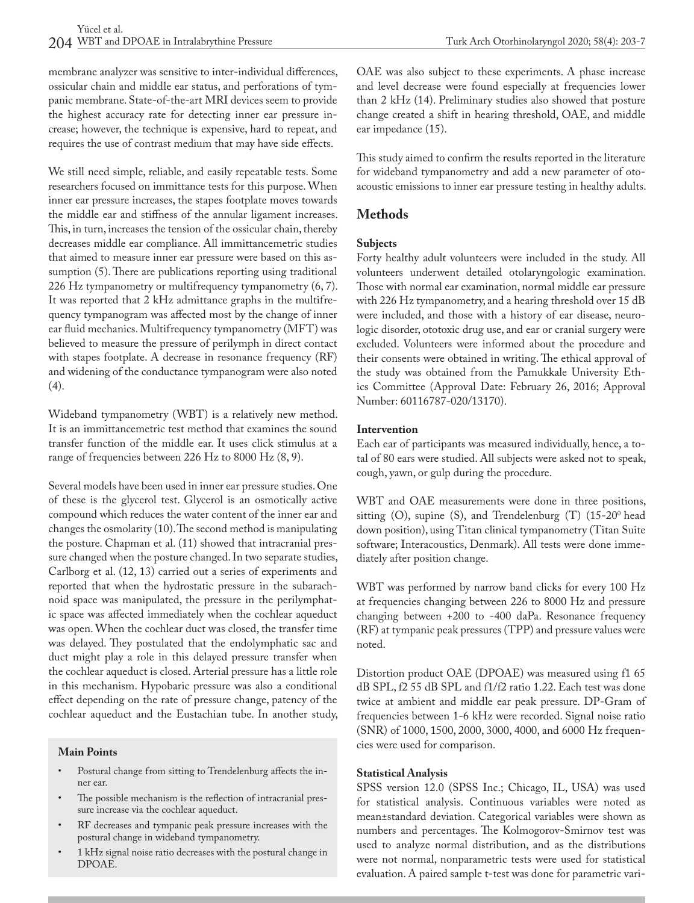membrane analyzer was sensitive to inter-individual differences, ossicular chain and middle ear status, and perforations of tympanic membrane. State-of-the-art MRI devices seem to provide the highest accuracy rate for detecting inner ear pressure increase; however, the technique is expensive, hard to repeat, and requires the use of contrast medium that may have side effects.

We still need simple, reliable, and easily repeatable tests. Some researchers focused on immittance tests for this purpose. When inner ear pressure increases, the stapes footplate moves towards the middle ear and stiffness of the annular ligament increases. This, in turn, increases the tension of the ossicular chain, thereby decreases middle ear compliance. All immittancemetric studies that aimed to measure inner ear pressure were based on this assumption (5). There are publications reporting using traditional 226 Hz tympanometry or multifrequency tympanometry (6, 7). It was reported that 2 kHz admittance graphs in the multifrequency tympanogram was affected most by the change of inner ear fluid mechanics. Multifrequency tympanometry (MFT) was believed to measure the pressure of perilymph in direct contact with stapes footplate. A decrease in resonance frequency (RF) and widening of the conductance tympanogram were also noted (4).

Wideband tympanometry (WBT) is a relatively new method. It is an immittancemetric test method that examines the sound transfer function of the middle ear. It uses click stimulus at a range of frequencies between 226 Hz to 8000 Hz (8, 9).

Several models have been used in inner ear pressure studies. One of these is the glycerol test. Glycerol is an osmotically active compound which reduces the water content of the inner ear and changes the osmolarity (10). The second method is manipulating the posture. Chapman et al. (11) showed that intracranial pressure changed when the posture changed. In two separate studies, Carlborg et al. (12, 13) carried out a series of experiments and reported that when the hydrostatic pressure in the subarachnoid space was manipulated, the pressure in the perilymphatic space was affected immediately when the cochlear aqueduct was open. When the cochlear duct was closed, the transfer time was delayed. They postulated that the endolymphatic sac and duct might play a role in this delayed pressure transfer when the cochlear aqueduct is closed. Arterial pressure has a little role in this mechanism. Hypobaric pressure was also a conditional effect depending on the rate of pressure change, patency of the cochlear aqueduct and the Eustachian tube. In another study, OAE was also subject to these experiments. A phase increase and level decrease were found especially at frequencies lower than 2 kHz (14). Preliminary studies also showed that posture change created a shift in hearing threshold, OAE, and middle ear impedance (15).

This study aimed to confirm the results reported in the literature for wideband tympanometry and add a new parameter of otoacoustic emissions to inner ear pressure testing in healthy adults.

**Main Points**

- Postural change from sitting to Trendelenburg affects the inner ear.
- The possible mechanism is the reflection of intracranial pressure increase via the cochlear aqueduct.
- RF decreases and tympanic peak pressure increases with the postural change in wideband tympanometry.
- 1 kHz signal noise ratio decreases with the postural change in DPOAE.

## Methods

### Subjects

Forty healthy adult volunteers were included in the study. All volunteers underwent detailed otolaryngologic examination. Those with normal ear examination, normal middle ear pressure with 226 Hz tympanometry, and a hearing threshold over 15 dB were included, and those with a history of ear disease, neurologic disorder, ototoxic drug use, and ear or cranial surgery were excluded. Volunteers were informed about the procedure and their consents were obtained in writing. The ethical approval of the study was obtained from the Pamukkale University Ethics Committee (Approval Date: February 26, 2016; Approval Number: 60116787-020/13170).

### Intervention

Each ear of participants was measured individually, hence, a total of 80 ears were studied. All subjects were asked not to speak, cough, yawn, or gulp during the procedure.

WBT and OAE measurements were done in three positions, sitting (O), supine (S), and Trendelenburg (T) (15-20$^0$ head down position), using Titan clinical tympanometry (Titan Suite software; Interacoustics, Denmark). All tests were done immediately after position change.

WBT was performed by narrow band clicks for every 100 Hz at frequencies changing between 226 to 8000 Hz and pressure changing between +200 to -400 daPa. Resonance frequency (RF) at tympanic peak pressures (TPP) and pressure values were noted.

Distortion product OAE (DPOAE) was measured using f1 65 dB SPL, f2 55 dB SPL and f1/f2 ratio 1.22. Each test was done twice at ambient and middle ear peak pressure. DP-Gram of frequencies between 1-6 kHz were recorded. Signal noise ratio (SNR) of 1000, 1500, 2000, 3000, 4000, and 6000 Hz frequencies were used for comparison.

### Statistical Analysis

SPSS version 12.0 (SPSS Inc.; Chicago, IL, USA) was used for statistical analysis. Continuous variables were noted as mean±standard deviation. Categorical variables were shown as numbers and percentages. The Kolmogorov-Smirnov test was used to analyze normal distribution, and as the distributions were not normal, nonparametric tests were used for statistical evaluation. A paired sample t-test was done for parametric vari-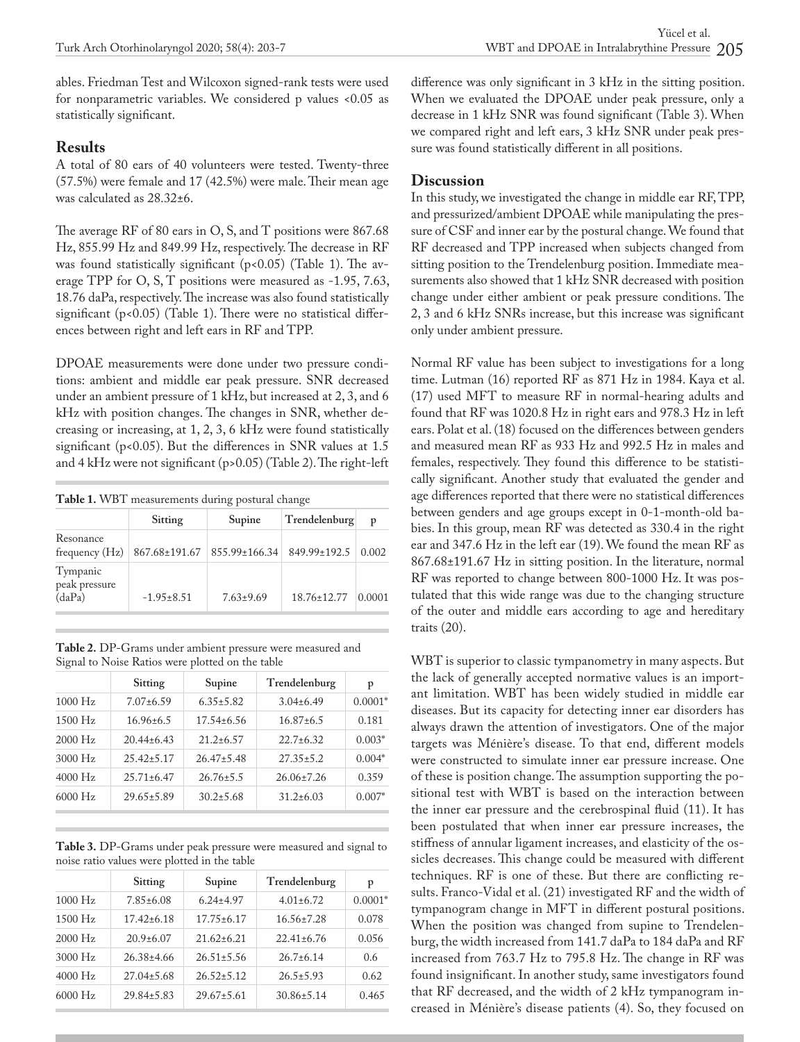ables. Friedman Test and Wilcoxon signed-rank tests were used for nonparametric variables. We considered p values <0.05 as statistically significant.

## Results

A total of 80 ears of 40 volunteers were tested. Twenty-three (57.5%) were female and 17 (42.5%) were male. Their mean age was calculated as 28.32±6.

The average RF of 80 ears in O, S, and T positions were 867.68 Hz, 855.99 Hz and 849.99 Hz, respectively. The decrease in RF was found statistically significant (p<0.05) (Table 1). The average TPP for O, S, T positions were measured as -1.95, 7.63, 18.76 daPa, respectively. The increase was also found statistically significant (p<0.05) (Table 1). There were no statistical differences between right and left ears in RF and TPP.

DPOAE measurements were done under two pressure conditions: ambient and middle ear peak pressure. SNR decreased under an ambient pressure of 1 kHz, but increased at 2, 3, and 6 kHz with position changes. The changes in SNR, whether decreasing or increasing, at 1, 2, 3, 6 kHz were found statistically significant (p<0.05). But the differences in SNR values at 1.5 and 4 kHz were not significant (p>0.05) (Table 2). The right-left difference was only significant in 3 kHz in the sitting position. When we evaluated the DPOAE under peak pressure, only a decrease in 1 kHz SNR was found significant (Table 3). When we compared right and left ears, 3 kHz SNR under peak pressure was found statistically different in all positions.

**Table 1.** WBT measurements during postural change

| | Sitting | Supine | Trendelenburg | p |
|---|---|---|---|---|
| Resonance frequency (Hz) | 867.68±191.67 | 855.99±166.34 | 849.99±192.5 | 0.002 |
| Tympanic peak pressure (daPa) | -1.95±8.51 | 7.63±9.69 | 18.76±12.77 | 0.0001 |

**Table 2.** DP-Grams under ambient pressure were measured and Signal to Noise Ratios were plotted on the table

| | Sitting | Supine | Trendelenburg | p |
|---|---|---|---|---|
| 1000 Hz | 7.07±6.59 | 6.35±5.82 | 3.04±6.49 | 0.0001* |
| 1500 Hz | 16.96±6.5 | 17.54±6.56 | 16.87±6.5 | 0.181 |
| 2000 Hz | 20.44±6.43 | 21.2±6.57 | 22.7±6.32 | 0.003* |
| 3000 Hz | 25.42±5.17 | 26.47±5.48 | 27.35±5.2 | 0.004* |
| 4000 Hz | 25.71±6.47 | 26.76±5.5 | 26.06±7.26 | 0.359 |
| 6000 Hz | 29.65±5.89 | 30.2±5.68 | 31.2±6.03 | 0.007* |

**Table 3.** DP-Grams under peak pressure were measured and signal to noise ratio values were plotted in the table

| | Sitting | Supine | Trendelenburg | p |
|---|---|---|---|---|
| 1000 Hz | 7.85±6.08 | 6.24±4.97 | 4.01±6.72 | 0.0001* |
| 1500 Hz | 17.42±6.18 | 17.75±6.17 | 16.56±7.28 | 0.078 |
| 2000 Hz | 20.9±6.07 | 21.62±6.21 | 22.41±6.76 | 0.056 |
| 3000 Hz | 26.38±4.66 | 26.51±5.56 | 26.7±6.14 | 0.6 |
| 4000 Hz | 27.04±5.68 | 26.52±5.12 | 26.5±5.93 | 0.62 |
| 6000 Hz | 29.84±5.83 | 29.67±5.61 | 30.86±5.14 | 0.465 |

## Discussion

In this study, we investigated the change in middle ear RF, TPP, and pressurized/ambient DPOAE while manipulating the pressure of CSF and inner ear by the postural change. We found that RF decreased and TPP increased when subjects changed from sitting position to the Trendelenburg position. Immediate measurements also showed that 1 kHz SNR decreased with position change under either ambient or peak pressure conditions. The 2, 3 and 6 kHz SNRs increase, but this increase was significant only under ambient pressure.

Normal RF value has been subject to investigations for a long time. Lutman (16) reported RF as 871 Hz in 1984. Kaya et al. (17) used MFT to measure RF in normal-hearing adults and found that RF was 1020.8 Hz in right ears and 978.3 Hz in left ears. Polat et al. (18) focused on the differences between genders and measured mean RF as 933 Hz and 992.5 Hz in males and females, respectively. They found this difference to be statistically significant. Another study that evaluated the gender and age differences reported that there were no statistical differences between genders and age groups except in 0-1-month-old babies. In this group, mean RF was detected as 330.4 in the right ear and 347.6 Hz in the left ear (19). We found the mean RF as 867.68±191.67 Hz in sitting position. In the literature, normal RF was reported to change between 800-1000 Hz. It was postulated that this wide range was due to the changing structure of the outer and middle ears according to age and hereditary traits (20).

WBT is superior to classic tympanometry in many aspects. But the lack of generally accepted normative values is an important limitation. WBT has been widely studied in middle ear diseases. But its capacity for detecting inner ear disorders has always drawn the attention of investigators. One of the major targets was Ménière's disease. To that end, different models were constructed to simulate inner ear pressure increase. One of these is position change. The assumption supporting the positional test with WBT is based on the interaction between the inner ear pressure and the cerebrospinal fluid (11). It has been postulated that when inner ear pressure increases, the stiffness of annular ligament increases, and elasticity of the ossicles decreases. This change could be measured with different techniques. RF is one of these. But there are conflicting results. Franco-Vidal et al. (21) investigated RF and the width of tympanogram change in MFT in different postural positions. When the position was changed from supine to Trendelenburg, the width increased from 141.7 daPa to 184 daPa and RF increased from 763.7 Hz to 795.8 Hz. The change in RF was found insignificant. In another study, same investigators found that RF decreased, and the width of 2 kHz tympanogram increased in Ménière's disease patients (4). So, they focused on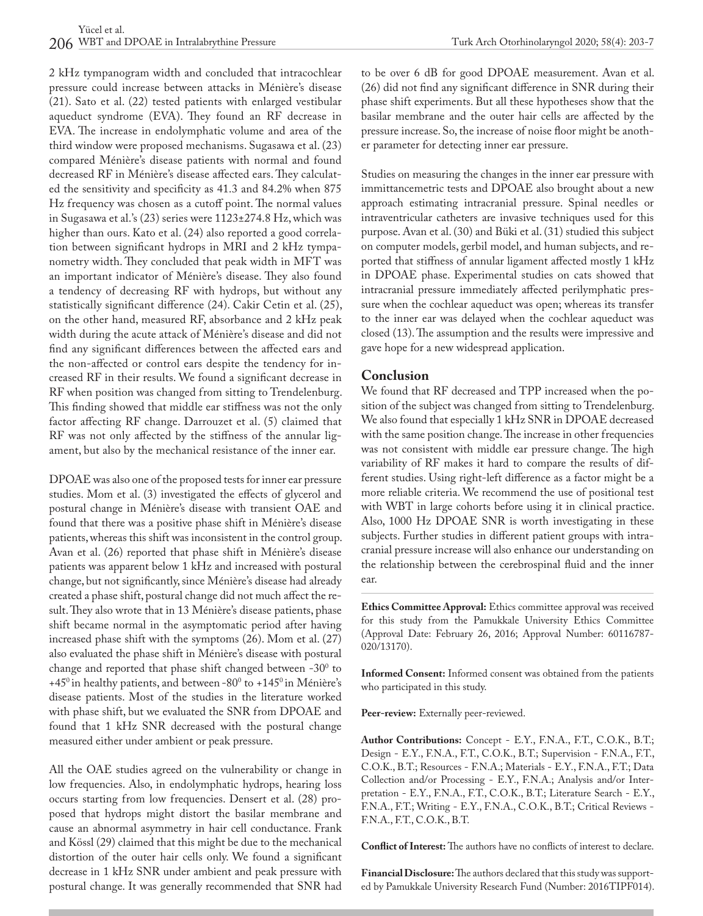2 kHz tympanogram width and concluded that intracochlear pressure could increase between attacks in Ménière's disease (21). Sato et al. (22) tested patients with enlarged vestibular aqueduct syndrome (EVA). They found an RF decrease in EVA. The increase in endolymphatic volume and area of the third window were proposed mechanisms. Sugasawa et al. (23) compared Ménière's disease patients with normal and found decreased RF in Ménière's disease affected ears. They calculated the sensitivity and specificity as 41.3 and 84.2% when 875 Hz frequency was chosen as a cutoff point. The normal values in Sugasawa et al.'s (23) series were 1123±274.8 Hz, which was higher than ours. Kato et al. (24) also reported a good correlation between significant hydrops in MRI and 2 kHz tympanometry width. They concluded that peak width in MFT was an important indicator of Ménière's disease. They also found a tendency of decreasing RF with hydrops, but without any statistically significant difference (24). Cakir Cetin et al. (25), on the other hand, measured RF, absorbance and 2 kHz peak width during the acute attack of Ménière's disease and did not find any significant differences between the affected ears and the non-affected or control ears despite the tendency for increased RF in their results. We found a significant decrease in RF when position was changed from sitting to Trendelenburg. This finding showed that middle ear stiffness was not the only factor affecting RF change. Darrouzet et al. (5) claimed that RF was not only affected by the stiffness of the annular ligament, but also by the mechanical resistance of the inner ear.

DPOAE was also one of the proposed tests for inner ear pressure studies. Mom et al. (3) investigated the effects of glycerol and postural change in Ménière's disease with transient OAE and found that there was a positive phase shift in Ménière's disease patients, whereas this shift was inconsistent in the control group. Avan et al. (26) reported that phase shift in Ménière's disease patients was apparent below 1 kHz and increased with postural change, but not significantly, since Ménière's disease had already created a phase shift, postural change did not much affect the result. They also wrote that in 13 Ménière's disease patients, phase shift became normal in the asymptomatic period after having increased phase shift with the symptoms (26). Mom et al. (27) also evaluated the phase shift in Ménière's disease with postural change and reported that phase shift changed between $-30^0$ to $+45^0$ in healthy patients, and between $-80^0$ to $+145^0$ in Ménière's disease patients. Most of the studies in the literature worked with phase shift, but we evaluated the SNR from DPOAE and found that 1 kHz SNR decreased with the postural change measured either under ambient or peak pressure.

All the OAE studies agreed on the vulnerability or change in low frequencies. Also, in endolymphatic hydrops, hearing loss occurs starting from low frequencies. Densert et al. (28) proposed that hydrops might distort the basilar membrane and cause an abnormal asymmetry in hair cell conductance. Frank and Kössl (29) claimed that this might be due to the mechanical distortion of the outer hair cells only. We found a significant decrease in 1 kHz SNR under ambient and peak pressure with postural change. It was generally recommended that SNR had to be over 6 dB for good DPOAE measurement. Avan et al. (26) did not find any significant difference in SNR during their phase shift experiments. But all these hypotheses show that the basilar membrane and the outer hair cells are affected by the pressure increase. So, the increase of noise floor might be another parameter for detecting inner ear pressure.

Studies on measuring the changes in the inner ear pressure with immittancemetric tests and DPOAE also brought about a new approach estimating intracranial pressure. Spinal needles or intraventricular catheters are invasive techniques used for this purpose. Avan et al. (30) and Büki et al. (31) studied this subject on computer models, gerbil model, and human subjects, and reported that stiffness of annular ligament affected mostly 1 kHz in DPOAE phase. Experimental studies on cats showed that intracranial pressure immediately affected perilymphatic pressure when the cochlear aqueduct was open; whereas its transfer to the inner ear was delayed when the cochlear aqueduct was closed (13). The assumption and the results were impressive and gave hope for a new widespread application.

## Conclusion

We found that RF decreased and TPP increased when the position of the subject was changed from sitting to Trendelenburg. We also found that especially 1 kHz SNR in DPOAE decreased with the same position change. The increase in other frequencies was not consistent with middle ear pressure change. The high variability of RF makes it hard to compare the results of different studies. Using right-left difference as a factor might be a more reliable criteria. We recommend the use of positional test with WBT in large cohorts before using it in clinical practice. Also, 1000 Hz DPOAE SNR is worth investigating in these subjects. Further studies in different patient groups with intracranial pressure increase will also enhance our understanding on the relationship between the cerebrospinal fluid and the inner ear.

---

**Ethics Committee Approval:** Ethics committee approval was received for this study from the Pamukkale University Ethics Committee (Approval Date: February 26, 2016; Approval Number: 60116787-020/13170).

**Informed Consent:** Informed consent was obtained from the patients who participated in this study.

**Peer-review:** Externally peer-reviewed.

**Author Contributions:** Concept - E.Y., F.N.A., F.T., C.O.K., B.T.; Design - E.Y., F.N.A., F.T., C.O.K., B.T.; Supervision - F.N.A., F.T., C.O.K., B.T.; Resources - F.N.A.; Materials - E.Y., F.N.A., F.T.; Data Collection and/or Processing - E.Y., F.N.A.; Analysis and/or Interpretation - E.Y., F.N.A., F.T., C.O.K., B.T.; Literature Search - E.Y., F.N.A., F.T.; Writing - E.Y., F.N.A., C.O.K., B.T.; Critical Reviews - F.N.A., F.T., C.O.K., B.T.

**Conflict of Interest:** The authors have no conflicts of interest to declare.

**Financial Disclosure:** The authors declared that this study was supported by Pamukkale University Research Fund (Number: 2016TIPF014).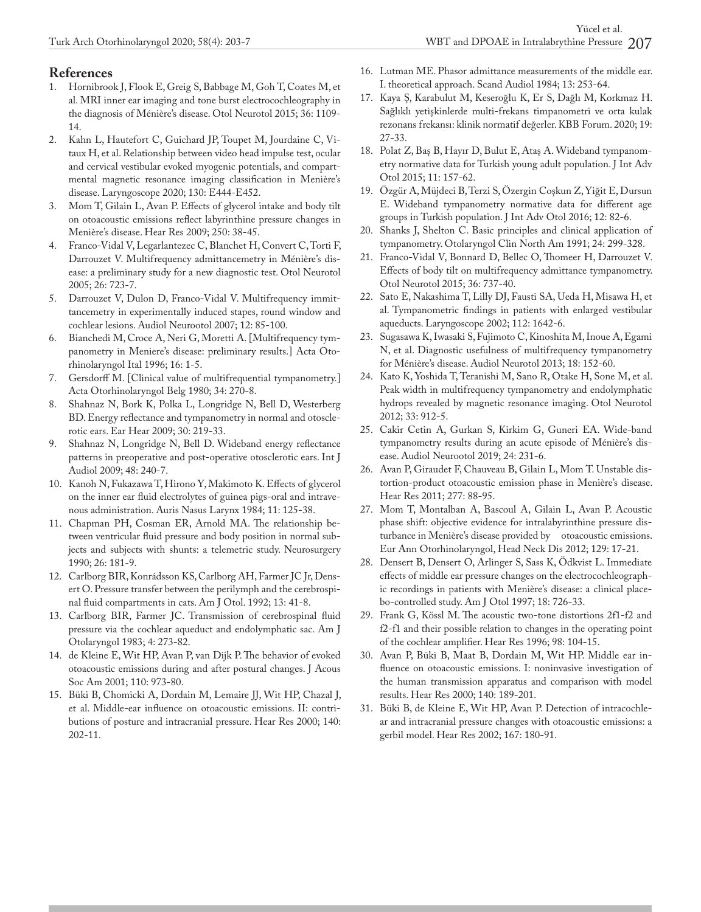## References

1. Hornibrook J, Flook E, Greig S, Babbage M, Goh T, Coates M, et al. MRI inner ear imaging and tone burst electrocochleography in the diagnosis of Ménière's disease. Otol Neurotol 2015; 36: 1109-14.
2. Kahn L, Hautefort C, Guichard JP, Toupet M, Jourdaine C, Vitaux H, et al. Relationship between video head impulse test, ocular and cervical vestibular evoked myogenic potentials, and compartmental magnetic resonance imaging classification in Menière's disease. Laryngoscope 2020; 130: E444-E452.
3. Mom T, Gilain L, Avan P. Effects of glycerol intake and body tilt on otoacoustic emissions reflect labyrinthine pressure changes in Menière's disease. Hear Res 2009; 250: 38-45.
4. Franco-Vidal V, Legarlantezec C, Blanchet H, Convert C, Torti F, Darrouzet V. Multifrequency admittancemetry in Ménière's disease: a preliminary study for a new diagnostic test. Otol Neurotol 2005; 26: 723-7.
5. Darrouzet V, Dulon D, Franco-Vidal V. Multifrequency immittancemetry in experimentally induced stapes, round window and cochlear lesions. Audiol Neurootol 2007; 12: 85-100.
6. Bianchedi M, Croce A, Neri G, Moretti A. [Multifrequency tympanometry in Meniere's disease: preliminary results.] Acta Otorhinolaryngol Ital 1996; 16: 1-5.
7. Gersdorff M. [Clinical value of multifrequential tympanometry.] Acta Otorhinolaryngol Belg 1980; 34: 270-8.
8. Shahnaz N, Bork K, Polka L, Longridge N, Bell D, Westerberg BD. Energy reflectance and tympanometry in normal and otosclerotic ears. Ear Hear 2009; 30: 219-33.
9. Shahnaz N, Longridge N, Bell D. Wideband energy reflectance patterns in preoperative and post-operative otosclerotic ears. Int J Audiol 2009; 48: 240-7.
10. Kanoh N, Fukazawa T, Hirono Y, Makimoto K. Effects of glycerol on the inner ear fluid electrolytes of guinea pigs-oral and intravenous administration. Auris Nasus Larynx 1984; 11: 125-38.
11. Chapman PH, Cosman ER, Arnold MA. The relationship between ventricular fluid pressure and body position in normal subjects and subjects with shunts: a telemetric study. Neurosurgery 1990; 26: 181-9.
12. Carlborg BIR, Konrádsson KS, Carlborg AH, Farmer JC Jr, Densert O. Pressure transfer between the perilymph and the cerebrospinal fluid compartments in cats. Am J Otol. 1992; 13: 41-8.
13. Carlborg BIR, Farmer JC. Transmission of cerebrospinal fluid pressure via the cochlear aqueduct and endolymphatic sac. Am J Otolaryngol 1983; 4: 273-82.
14. de Kleine E, Wit HP, Avan P, van Dijk P. The behavior of evoked otoacoustic emissions during and after postural changes. J Acous Soc Am 2001; 110: 973-80.
15. Büki B, Chomicki A, Dordain M, Lemaire JJ, Wit HP, Chazal J, et al. Middle-ear influence on otoacoustic emissions. II: contributions of posture and intracranial pressure. Hear Res 2000; 140: 202-11.
16. Lutman ME. Phasor admittance measurements of the middle ear. I. theoretical approach. Scand Audiol 1984; 13: 253-64.
17. Kaya Ş, Karabulut M, Keseroğlu K, Er S, Dağlı M, Korkmaz H. Sağlıklı yetişkinlerde multi-frekans timpanometri ve orta kulak rezonans frekansı: klinik normatif değerler. KBB Forum. 2020; 19: 27-33.
18. Polat Z, Baş B, Hayır D, Bulut E, Ataş A. Wideband tympanometry normative data for Turkish young adult population. J Int Adv Otol 2015; 11: 157-62.
19. Özgür A, Müjdeci B, Terzi S, Özergin Coşkun Z, Yiğit E, Dursun E. Wideband tympanometry normative data for different age groups in Turkish population. J Int Adv Otol 2016; 12: 82-6.
20. Shanks J, Shelton C. Basic principles and clinical application of tympanometry. Otolaryngol Clin North Am 1991; 24: 299-328.
21. Franco-Vidal V, Bonnard D, Bellec O, Thomeer H, Darrouzet V. Effects of body tilt on multifrequency admittance tympanometry. Otol Neurotol 2015; 36: 737-40.
22. Sato E, Nakashima T, Lilly DJ, Fausti SA, Ueda H, Misawa H, et al. Tympanometric findings in patients with enlarged vestibular aqueducts. Laryngoscope 2002; 112: 1642-6.
23. Sugasawa K, Iwasaki S, Fujimoto C, Kinoshita M, Inoue A, Egami N, et al. Diagnostic usefulness of multifrequency tympanometry for Ménière's disease. Audiol Neurotol 2013; 18: 152-60.
24. Kato K, Yoshida T, Teranishi M, Sano R, Otake H, Sone M, et al. Peak width in multifrequency tympanometry and endolymphatic hydrops revealed by magnetic resonance imaging. Otol Neurotol 2012; 33: 912-5.
25. Cakir Cetin A, Gurkan S, Kirkim G, Guneri EA. Wide-band tympanometry results during an acute episode of Ménière's disease. Audiol Neurootol 2019; 24: 231-6.
26. Avan P, Giraudet F, Chauveau B, Gilain L, Mom T. Unstable distortion-product otoacoustic emission phase in Menière's disease. Hear Res 2011; 277: 88-95.
27. Mom T, Montalban A, Bascoul A, Gilain L, Avan P. Acoustic phase shift: objective evidence for intralabyrinthine pressure disturbance in Menière's disease provided by otoacoustic emissions. Eur Ann Otorhinolaryngol, Head Neck Dis 2012; 129: 17-21.
28. Densert B, Densert O, Arlinger S, Sass K, Ödkvist L. Immediate effects of middle ear pressure changes on the electrocochleographic recordings in patients with Menière's disease: a clinical placebo-controlled study. Am J Otol 1997; 18: 726-33.
29. Frank G, Kössl M. The acoustic two-tone distortions 2f1-f2 and f2-f1 and their possible relation to changes in the operating point of the cochlear amplifier. Hear Res 1996; 98: 104-15.
30. Avan P, Büki B, Maat B, Dordain M, Wit HP. Middle ear influence on otoacoustic emissions. I: noninvasive investigation of the human transmission apparatus and comparison with model results. Hear Res 2000; 140: 189-201.
31. Büki B, de Kleine E, Wit HP, Avan P. Detection of intracochlear and intracranial pressure changes with otoacoustic emissions: a gerbil model. Hear Res 2002; 167: 180-91.